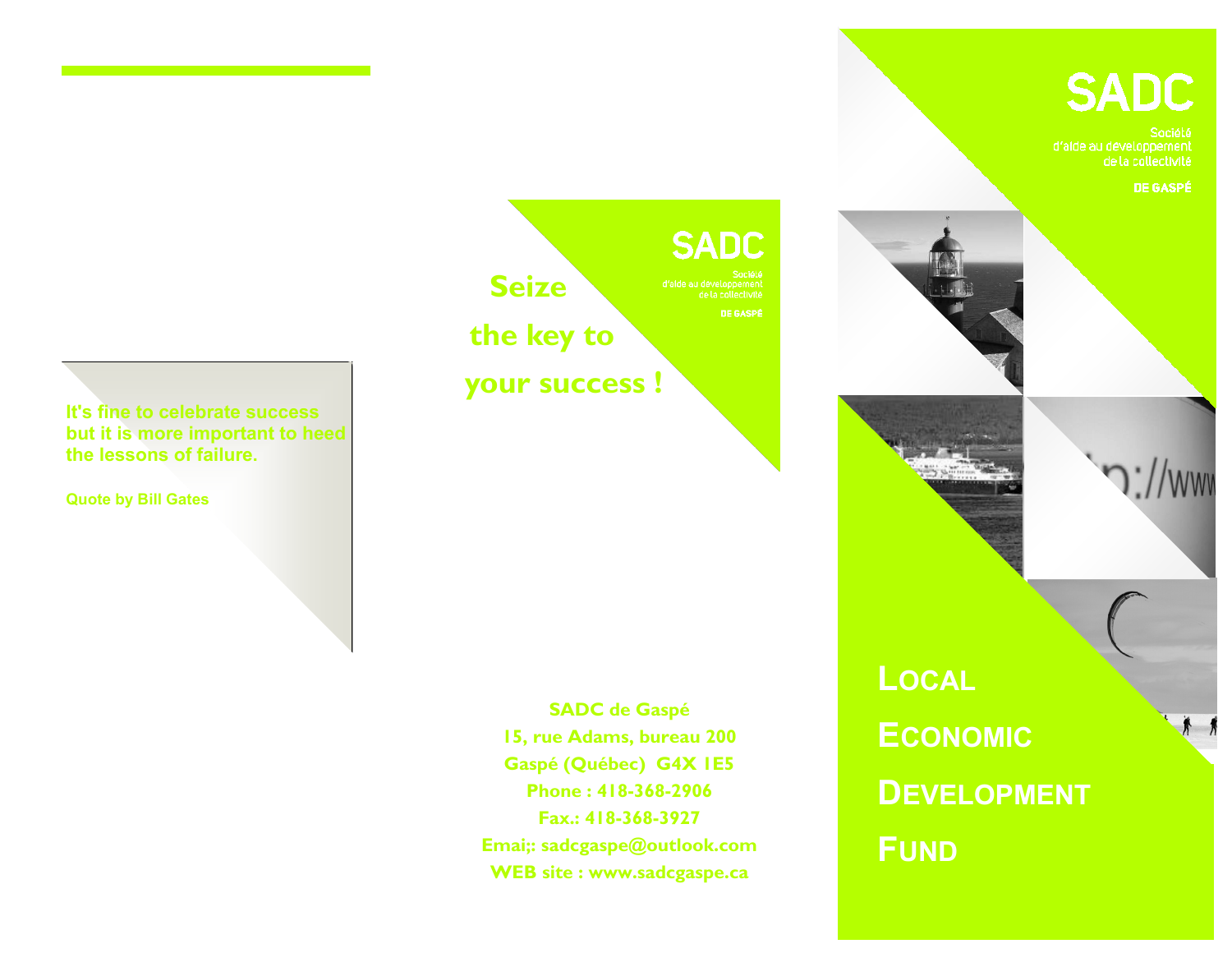It's fine to celebrate success but it is more important to heed the lessons of failure.

Quote by Bill Gates

Seize

the key to

your success !

SADC

Société
d'aide au développement
de la collectivité

DE GASPÉ

SADC de Gaspé
15, rue Adams, bureau 200
Gaspé (Québec) G4X 1E5
Phone : 418-368-2906
Fax.: 418-368-3927
Emai;: sadcgaspe@outlook.com
WEB site : www.sadcgaspe.ca

SADC

Société
d'aide au développement
de la collectivité

DE GASPÉ

# Local Economic Development Fund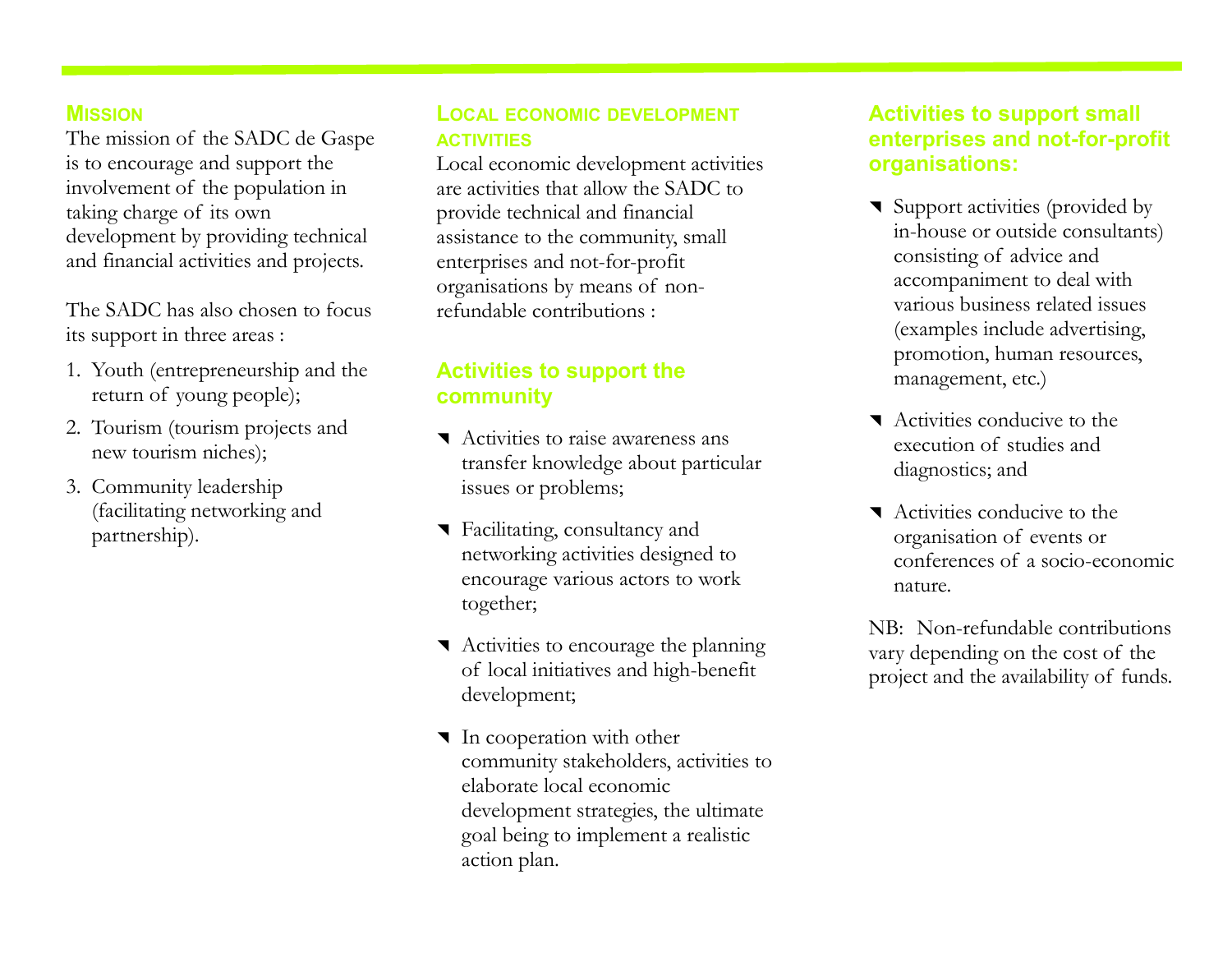## Mission

The mission of the SADC de Gaspe is to encourage and support the involvement of the population in taking charge of its own development by providing technical and financial activities and projects.

The SADC has also chosen to focus its support in three areas :

1. Youth (entrepreneurship and the return of young people);
2. Tourism (tourism projects and new tourism niches);
3. Community leadership (facilitating networking and partnership).

## Local economic development activities

Local economic development activities are activities that allow the SADC to provide technical and financial assistance to the community, small enterprises and not-for-profit organisations by means of non-refundable contributions :

### Activities to support the community

- Activities to raise awareness ans transfer knowledge about particular issues or problems;
- Facilitating, consultancy and networking activities designed to encourage various actors to work together;
- Activities to encourage the planning of local initiatives and high-benefit development;
- In cooperation with other community stakeholders, activities to elaborate local economic development strategies, the ultimate goal being to implement a realistic action plan.

### Activities to support small enterprises and not-for-profit organisations:

- Support activities (provided by in-house or outside consultants) consisting of advice and accompaniment to deal with various business related issues (examples include advertising, promotion, human resources, management, etc.)
- Activities conducive to the execution of studies and diagnostics; and
- Activities conducive to the organisation of events or conferences of a socio-economic nature.

NB: Non-refundable contributions vary depending on the cost of the project and the availability of funds.